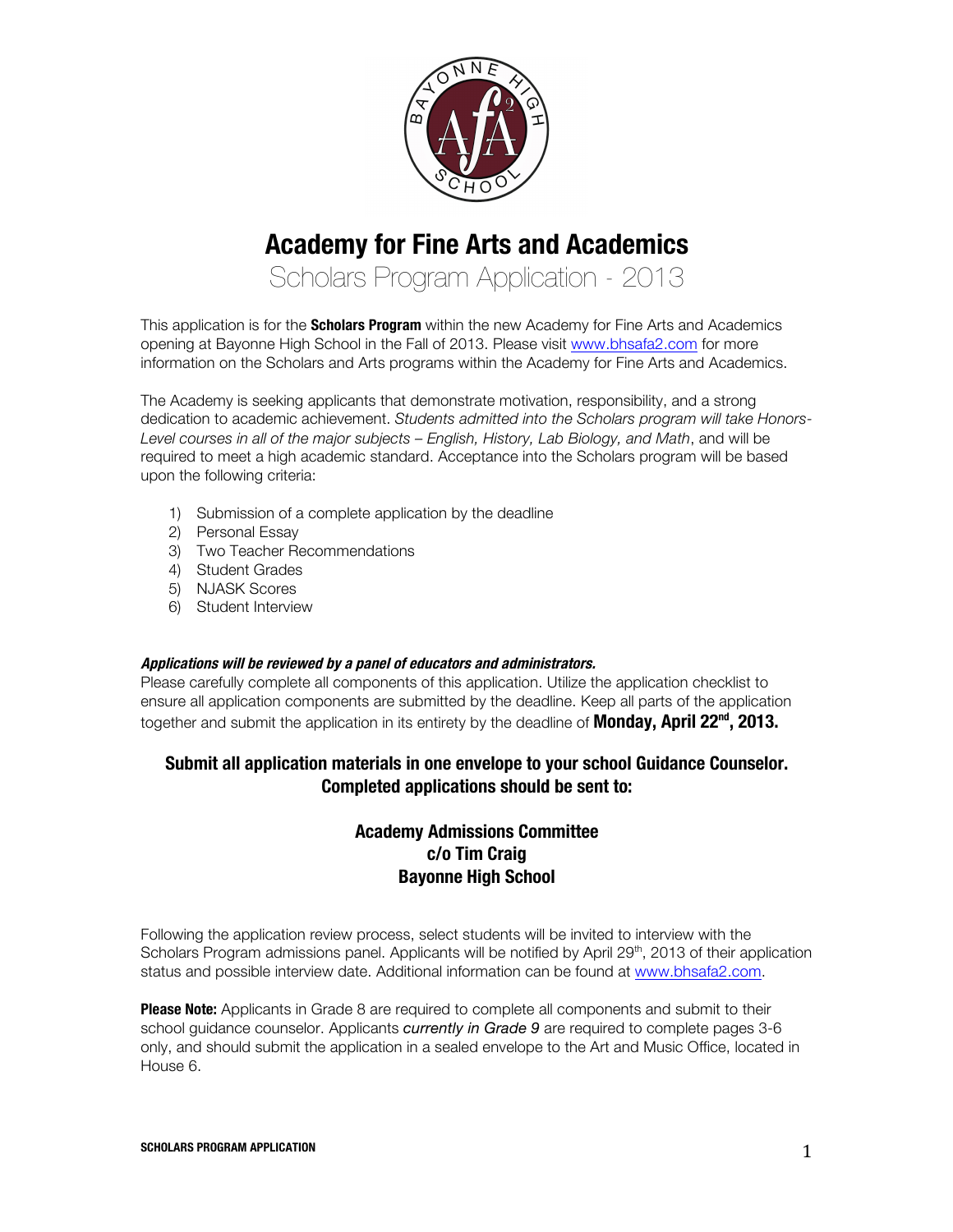# Academy for Fine Arts and Academics

## Scholars Program Application - 2013

This application is for the **Scholars Program** within the new Academy for Fine Arts and Academics opening at Bayonne High School in the Fall of 2013. Please visit www.bhsafa2.com for more information on the Scholars and Arts programs within the Academy for Fine Arts and Academics.

The Academy is seeking applicants that demonstrate motivation, responsibility, and a strong dedication to academic achievement. *Students admitted into the Scholars program will take Honors-Level courses in all of the major subjects – English, History, Lab Biology, and Math*, and will be required to meet a high academic standard. Acceptance into the Scholars program will be based upon the following criteria:

1) Submission of a complete application by the deadline
2) Personal Essay
3) Two Teacher Recommendations
4) Student Grades
5) NJASK Scores
6) Student Interview

***Applications will be reviewed by a panel of educators and administrators.***

Please carefully complete all components of this application. Utilize the application checklist to ensure all application components are submitted by the deadline. Keep all parts of the application together and submit the application in its entirety by the deadline of **Monday, April 22nd, 2013.**

**Submit all application materials in one envelope to your school Guidance Counselor. Completed applications should be sent to:**

**Academy Admissions Committee**
**c/o Tim Craig**
**Bayonne High School**

Following the application review process, select students will be invited to interview with the Scholars Program admissions panel. Applicants will be notified by April 29th, 2013 of their application status and possible interview date. Additional information can be found at www.bhsafa2.com.

**Please Note:** Applicants in Grade 8 are required to complete all components and submit to their school guidance counselor. Applicants *currently in Grade 9* are required to complete pages 3-6 only, and should submit the application in a sealed envelope to the Art and Music Office, located in House 6.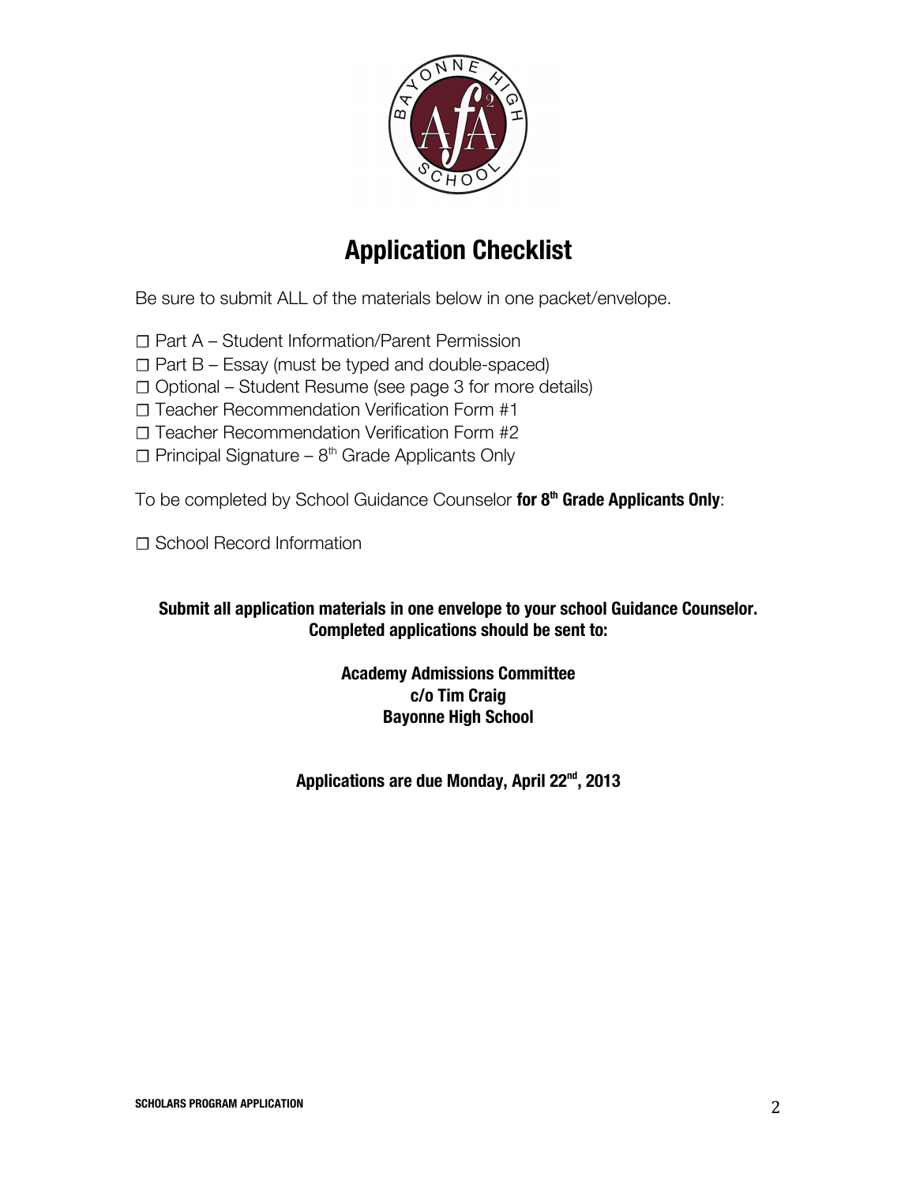# Application Checklist

Be sure to submit ALL of the materials below in one packet/envelope.

- ☐ Part A – Student Information/Parent Permission
- ☐ Part B – Essay (must be typed and double-spaced)
- ☐ Optional – Student Resume (see page 3 for more details)
- ☐ Teacher Recommendation Verification Form #1
- ☐ Teacher Recommendation Verification Form #2
- ☐ Principal Signature – 8th Grade Applicants Only

To be completed by School Guidance Counselor **for 8th Grade Applicants Only**:

☐ School Record Information

**Submit all application materials in one envelope to your school Guidance Counselor. Completed applications should be sent to:**

**Academy Admissions Committee**
**c/o Tim Craig**
**Bayonne High School**

**Applications are due Monday, April 22nd, 2013**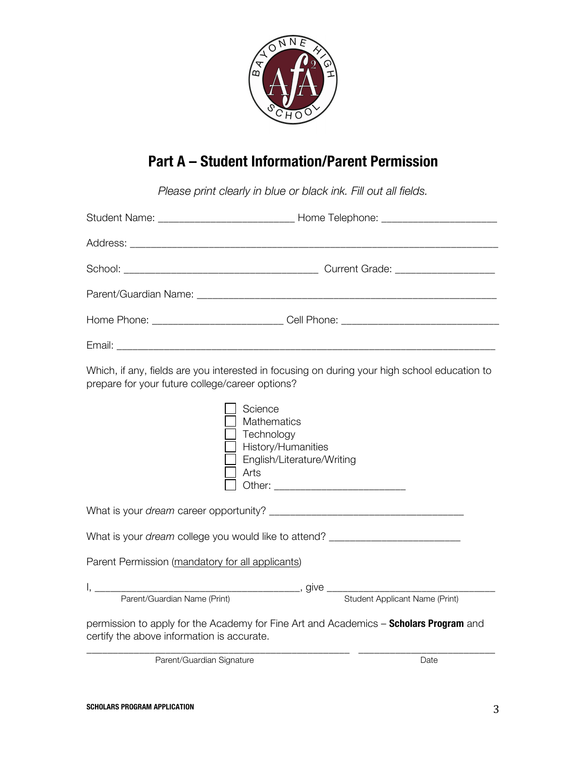# Part A – Student Information/Parent Permission

*Please print clearly in blue or black ink. Fill out all fields.*

Student Name: ________________________ Home Telephone: ____________________

Address: ______________________________________________________________

School: __________________________________ Current Grade: _________________

Parent/Guardian Name: ____________________________________________________

Home Phone: _______________________ Cell Phone: ___________________________

Email: _________________________________________________________________

Which, if any, fields are you interested in focusing on during your high school education to prepare for your future college/career options?

- ☐ Science
- ☐ Mathematics
- ☐ Technology
- ☐ History/Humanities
- ☐ English/Literature/Writing
- ☐ Arts
- ☐ Other: ______________________

What is your *dream* career opportunity? __________________________________

What is your *dream* college you would like to attend? ______________________

Parent Permission (mandatory for all applicants)

I, ____________________________________, give ______________________________
Parent/Guardian Name (Print) Student Applicant Name (Print)

permission to apply for the Academy for Fine Art and Academics – **Scholars Program** and certify the above information is accurate.

_______________________________________________ ________________________
Parent/Guardian Signature Date

SCHOLARS PROGRAM APPLICATION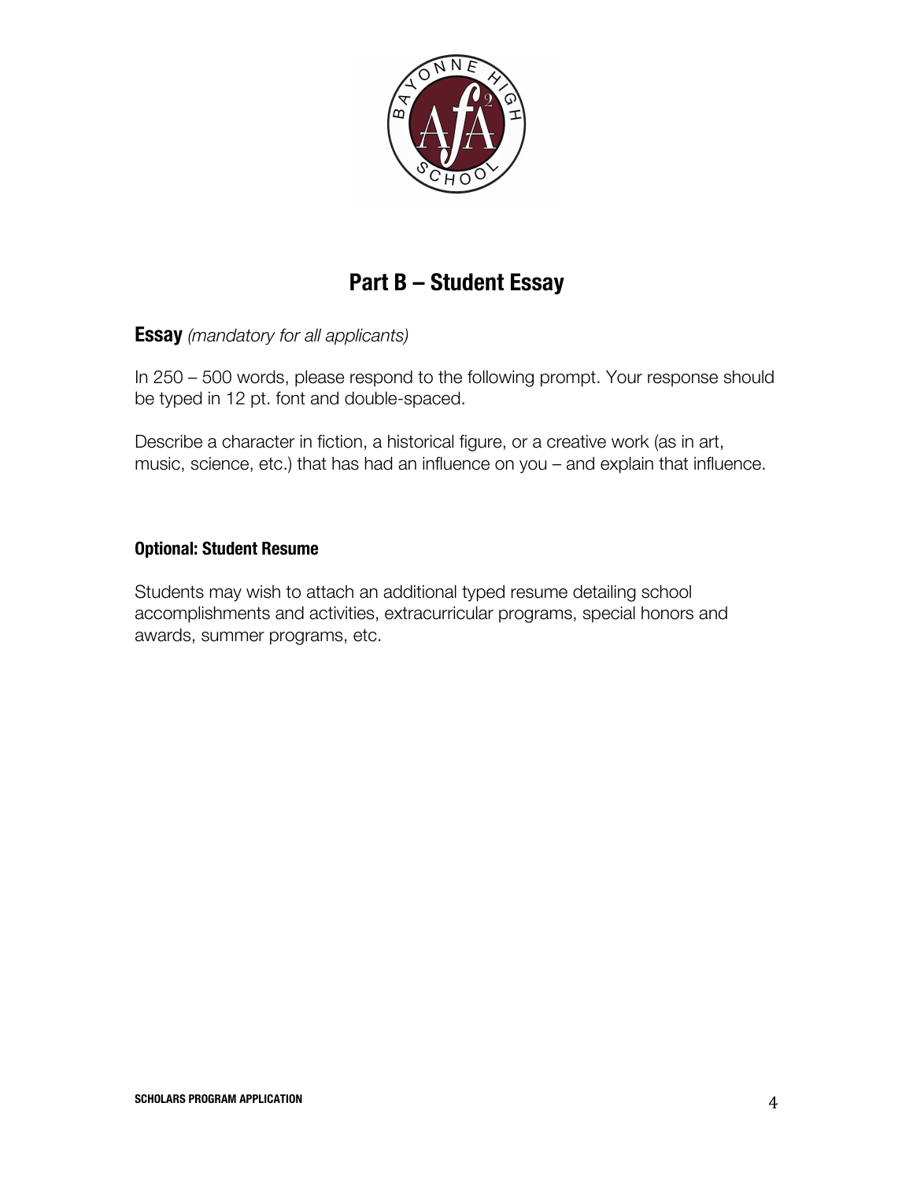## Part B – Student Essay

**Essay** *(mandatory for all applicants)*

In 250 – 500 words, please respond to the following prompt. Your response should be typed in 12 pt. font and double-spaced.

Describe a character in fiction, a historical figure, or a creative work (as in art, music, science, etc.) that has had an influence on you – and explain that influence.

**Optional: Student Resume**

Students may wish to attach an additional typed resume detailing school accomplishments and activities, extracurricular programs, special honors and awards, summer programs, etc.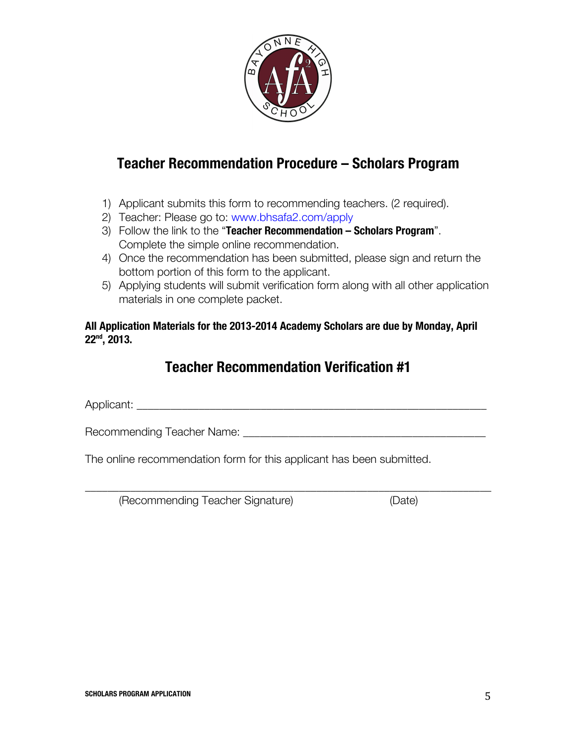## Teacher Recommendation Procedure – Scholars Program

1) Applicant submits this form to recommending teachers. (2 required).
2) Teacher: Please go to: www.bhsafa2.com/apply
3) Follow the link to the "**Teacher Recommendation – Scholars Program**". Complete the simple online recommendation.
4) Once the recommendation has been submitted, please sign and return the bottom portion of this form to the applicant.
5) Applying students will submit verification form along with all other application materials in one complete packet.

**All Application Materials for the 2013-2014 Academy Scholars are due by Monday, April 22nd, 2013.**

## Teacher Recommendation Verification #1

Applicant: ___________________________________________________________

Recommending Teacher Name: ________________________________________

The online recommendation form for this applicant has been submitted.

_______________________________________________________________________

(Recommending Teacher Signature) (Date)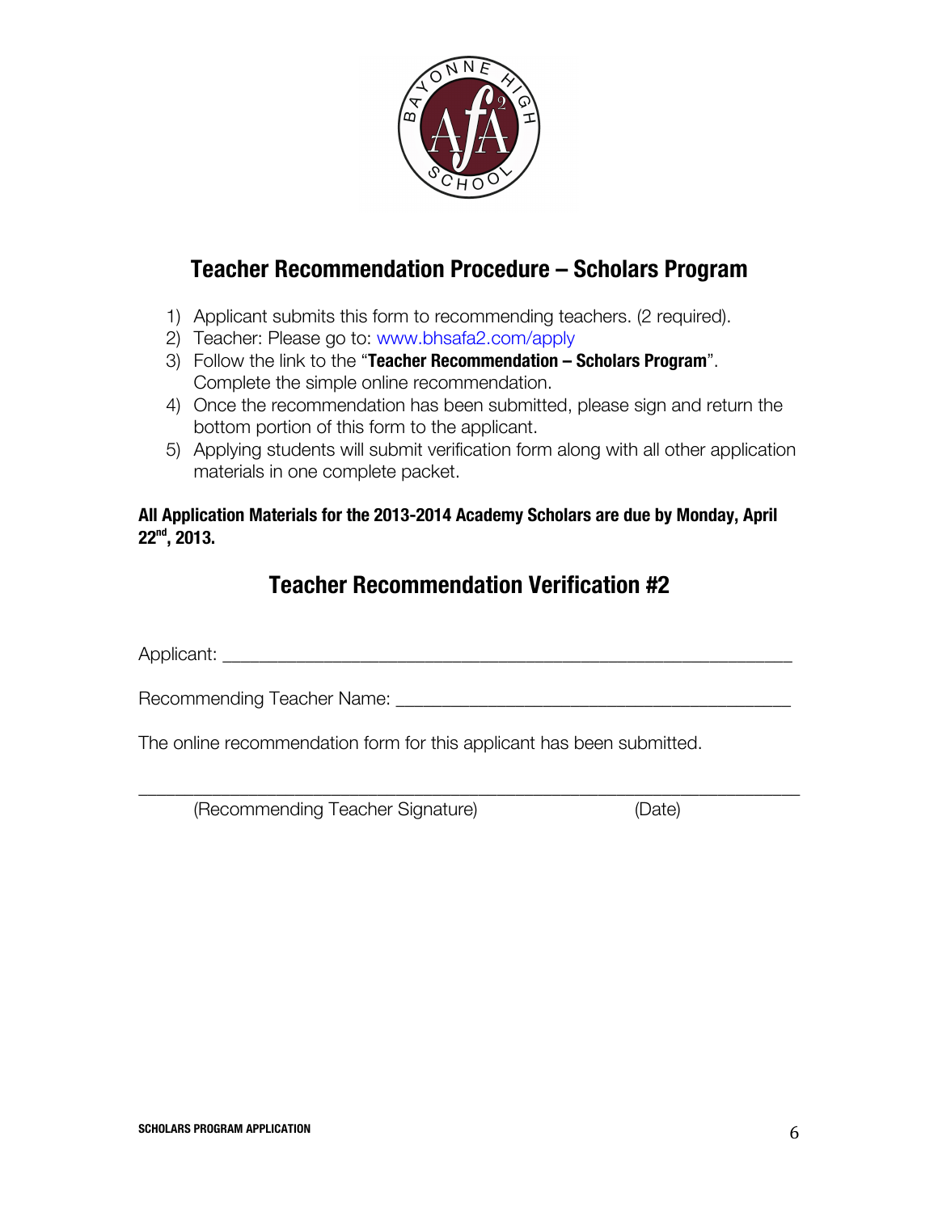## Teacher Recommendation Procedure – Scholars Program

1) Applicant submits this form to recommending teachers. (2 required).
2) Teacher: Please go to: www.bhsafa2.com/apply
3) Follow the link to the "**Teacher Recommendation – Scholars Program**". Complete the simple online recommendation.
4) Once the recommendation has been submitted, please sign and return the bottom portion of this form to the applicant.
5) Applying students will submit verification form along with all other application materials in one complete packet.

**All Application Materials for the 2013-2014 Academy Scholars are due by Monday, April 22nd, 2013.**

## Teacher Recommendation Verification #2

Applicant: ____________________________________________________________

Recommending Teacher Name: ______________________________________

The online recommendation form for this applicant has been submitted.

______________________________________________________________________
(Recommending Teacher Signature) (Date)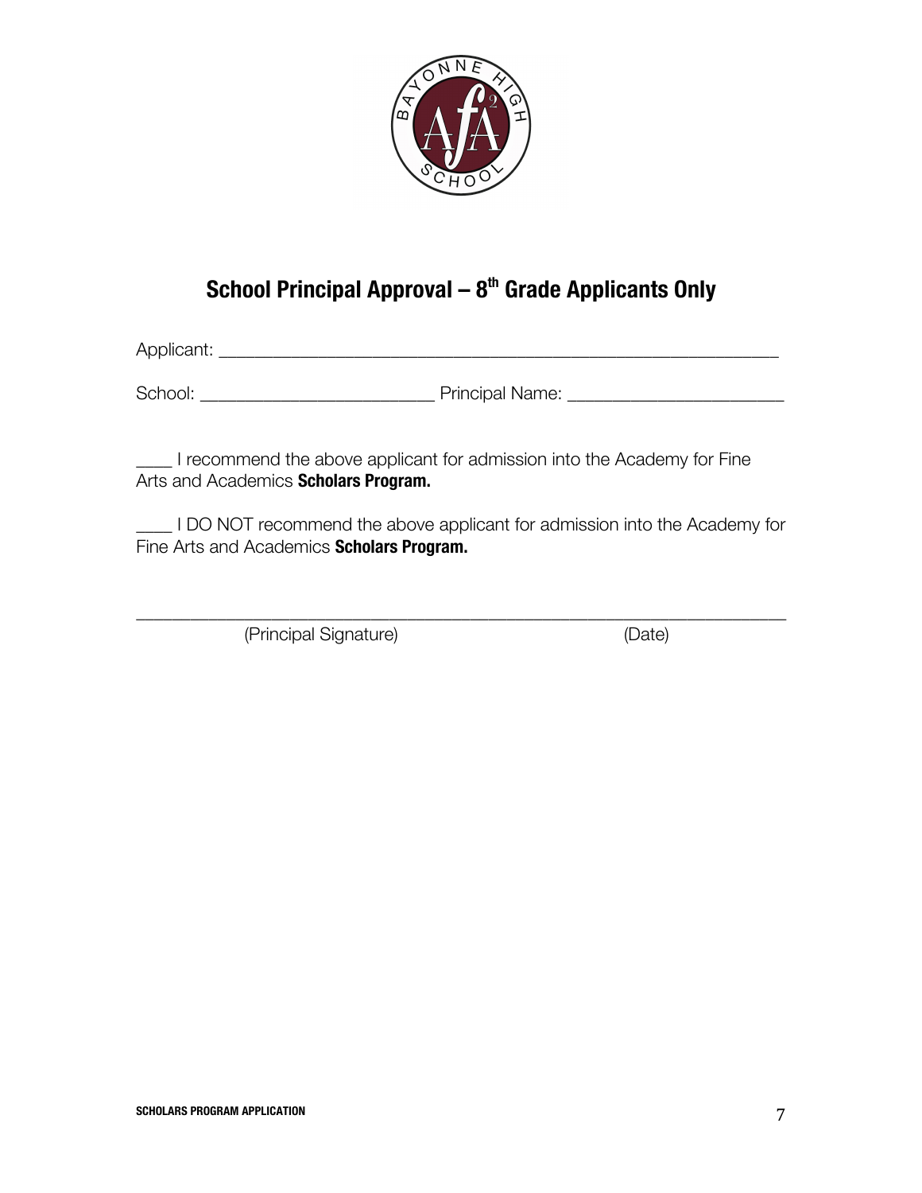## School Principal Approval – $8^{th}$ Grade Applicants Only

Applicant: ___________________________________________________________

School: _________________________ Principal Name: _______________________

____ I recommend the above applicant for admission into the Academy for Fine Arts and Academics **Scholars Program.**

____ I DO NOT recommend the above applicant for admission into the Academy for Fine Arts and Academics **Scholars Program.**

_______________________________________________________________________

(Principal Signature) (Date)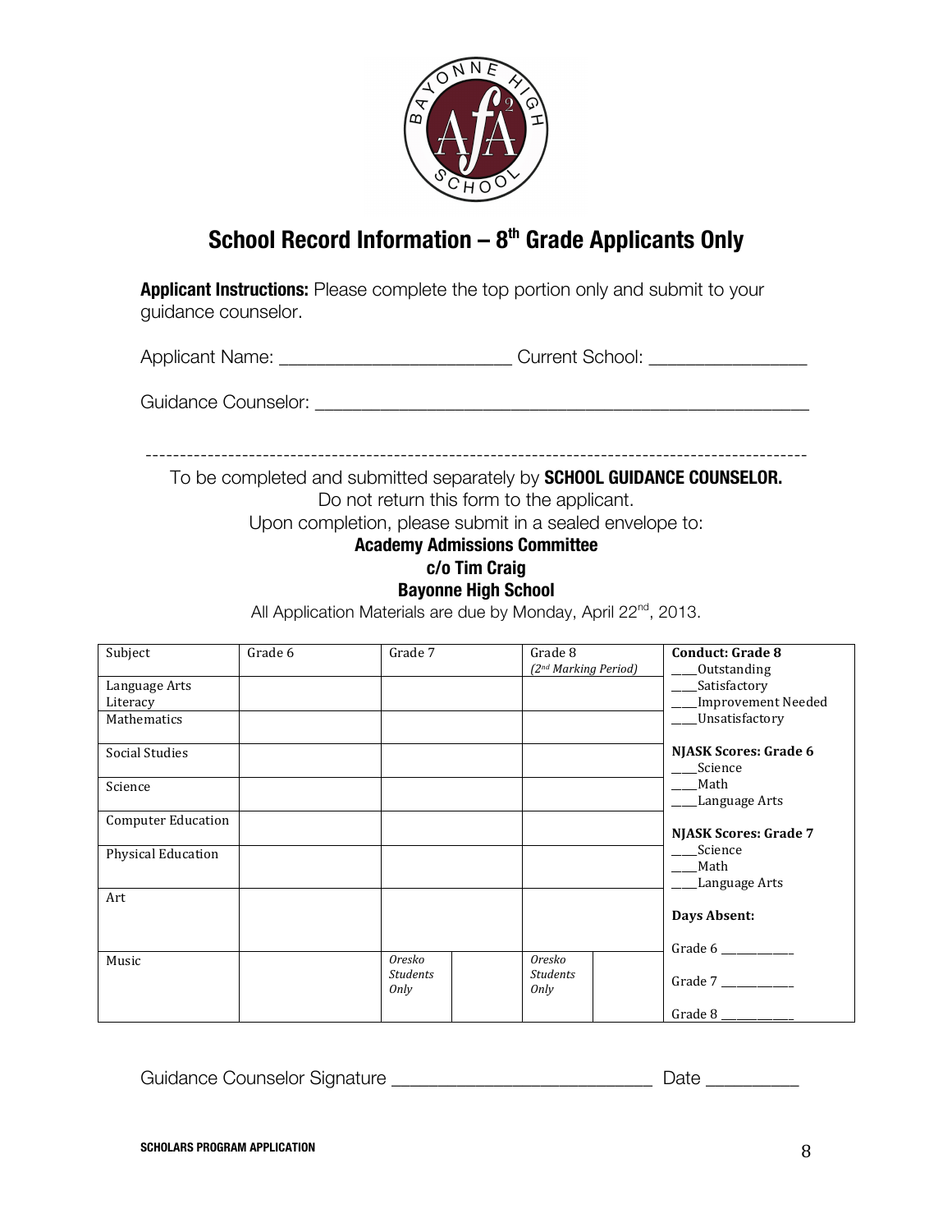## School Record Information – 8th Grade Applicants Only

**Applicant Instructions:** Please complete the top portion only and submit to your guidance counselor.

Applicant Name: ________________________ Current School: ________________

Guidance Counselor: ____________________________________________________

---

To be completed and submitted separately by **SCHOOL GUIDANCE COUNSELOR.**

Do not return this form to the applicant.

Upon completion, please submit in a sealed envelope to:

**Academy Admissions Committee**
**c/o Tim Craig**
**Bayonne High School**

All Application Materials are due by Monday, April 22nd, 2013.

| Subject | Grade 6 | Grade 7 | | Grade 8 *(2nd Marking Period)* | | |
|---|---|---|---|---|---|---|
| Language Arts Literacy | | | | | | **Conduct: Grade 8**<br>____Outstanding<br>____Satisfactory<br>____Improvement Needed<br>____Unsatisfactory |
| Mathematics | | | | | | |
| Social Studies | | | | | | **NJASK Scores: Grade 6**<br>____Science<br>____Math<br>____Language Arts |
| Science | | | | | | |
| Computer Education | | | | | | **NJASK Scores: Grade 7**<br>____Science<br>____Math<br>____Language Arts |
| Physical Education | | | | | | |
| Art | | | | | | **Days Absent:** |
| Music | | *Oresko Students Only* | | *Oresko Students Only* | | Grade 6 ___________<br>Grade 7 ___________<br>Grade 8 ___________ |

Guidance Counselor Signature ___________________________ Date _________

**SCHOLARS PROGRAM APPLICATION**